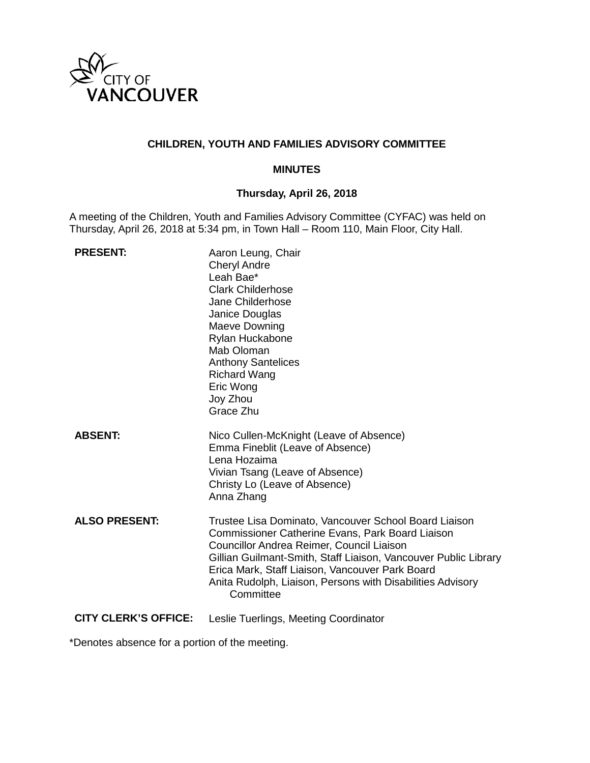CITY OF VANCOUVER

# CHILDREN, YOUTH AND FAMILIES ADVISORY COMMITTEE

## MINUTES

### Thursday, April 26, 2018

A meeting of the Children, Youth and Families Advisory Committee (CYFAC) was held on Thursday, April 26, 2018 at 5:34 pm, in Town Hall – Room 110, Main Floor, City Hall.

**PRESENT:**
Aaron Leung, Chair
Cheryl Andre
Leah Bae*
Clark Childerhose
Jane Childerhose
Janice Douglas
Maeve Downing
Rylan Huckabone
Mab Oloman
Anthony Santelices
Richard Wang
Eric Wong
Joy Zhou
Grace Zhu

**ABSENT:**
Nico Cullen-McKnight (Leave of Absence)
Emma Fineblit (Leave of Absence)
Lena Hozaima
Vivian Tsang (Leave of Absence)
Christy Lo (Leave of Absence)
Anna Zhang

**ALSO PRESENT:**
Trustee Lisa Dominato, Vancouver School Board Liaison
Commissioner Catherine Evans, Park Board Liaison
Councillor Andrea Reimer, Council Liaison
Gillian Guilmant-Smith, Staff Liaison, Vancouver Public Library
Erica Mark, Staff Liaison, Vancouver Park Board
Anita Rudolph, Liaison, Persons with Disabilities Advisory Committee

**CITY CLERK'S OFFICE:**
Leslie Tuerlings, Meeting Coordinator

*Denotes absence for a portion of the meeting.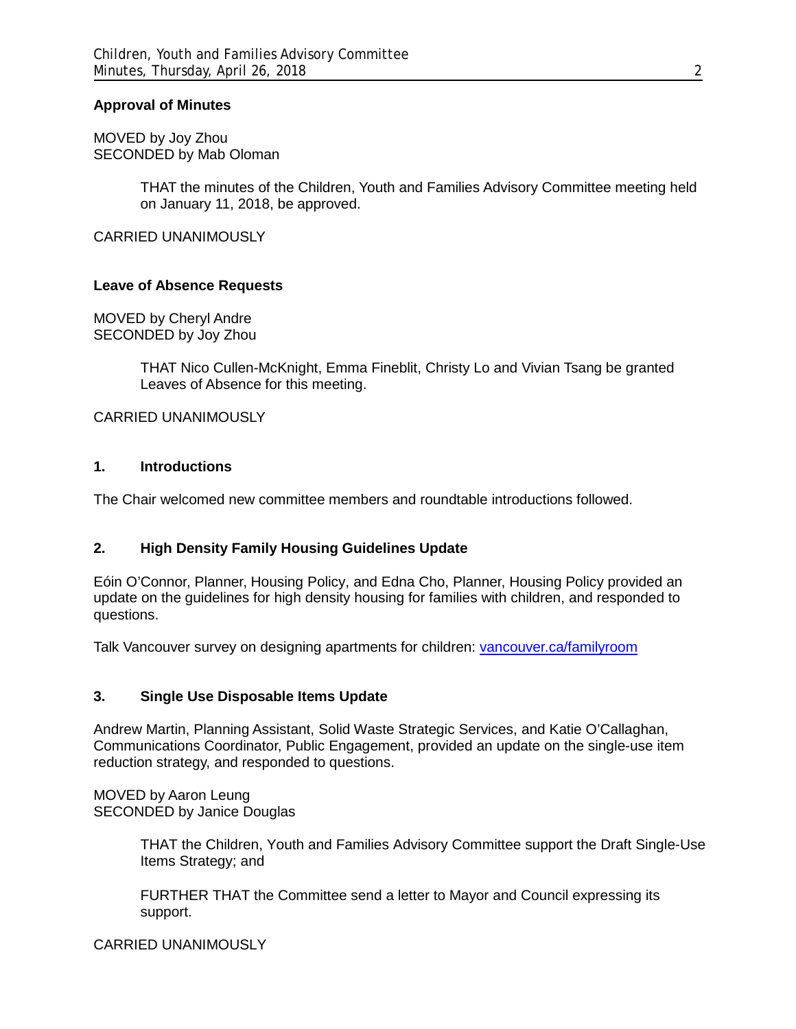**Approval of Minutes**

MOVED by Joy Zhou
SECONDED by Mab Oloman

> THAT the minutes of the Children, Youth and Families Advisory Committee meeting held on January 11, 2018, be approved.

CARRIED UNANIMOUSLY

**Leave of Absence Requests**

MOVED by Cheryl Andre
SECONDED by Joy Zhou

> THAT Nico Cullen-McKnight, Emma Fineblit, Christy Lo and Vivian Tsang be granted Leaves of Absence for this meeting.

CARRIED UNANIMOUSLY

### 1. Introductions

The Chair welcomed new committee members and roundtable introductions followed.

### 2. High Density Family Housing Guidelines Update

Eóin O'Connor, Planner, Housing Policy, and Edna Cho, Planner, Housing Policy provided an update on the guidelines for high density housing for families with children, and responded to questions.

Talk Vancouver survey on designing apartments for children: [vancouver.ca/familyroom](vancouver.ca/familyroom)

### 3. Single Use Disposable Items Update

Andrew Martin, Planning Assistant, Solid Waste Strategic Services, and Katie O'Callaghan, Communications Coordinator, Public Engagement, provided an update on the single-use item reduction strategy, and responded to questions.

MOVED by Aaron Leung
SECONDED by Janice Douglas

> THAT the Children, Youth and Families Advisory Committee support the Draft Single-Use Items Strategy; and
>
> FURTHER THAT the Committee send a letter to Mayor and Council expressing its support.

CARRIED UNANIMOUSLY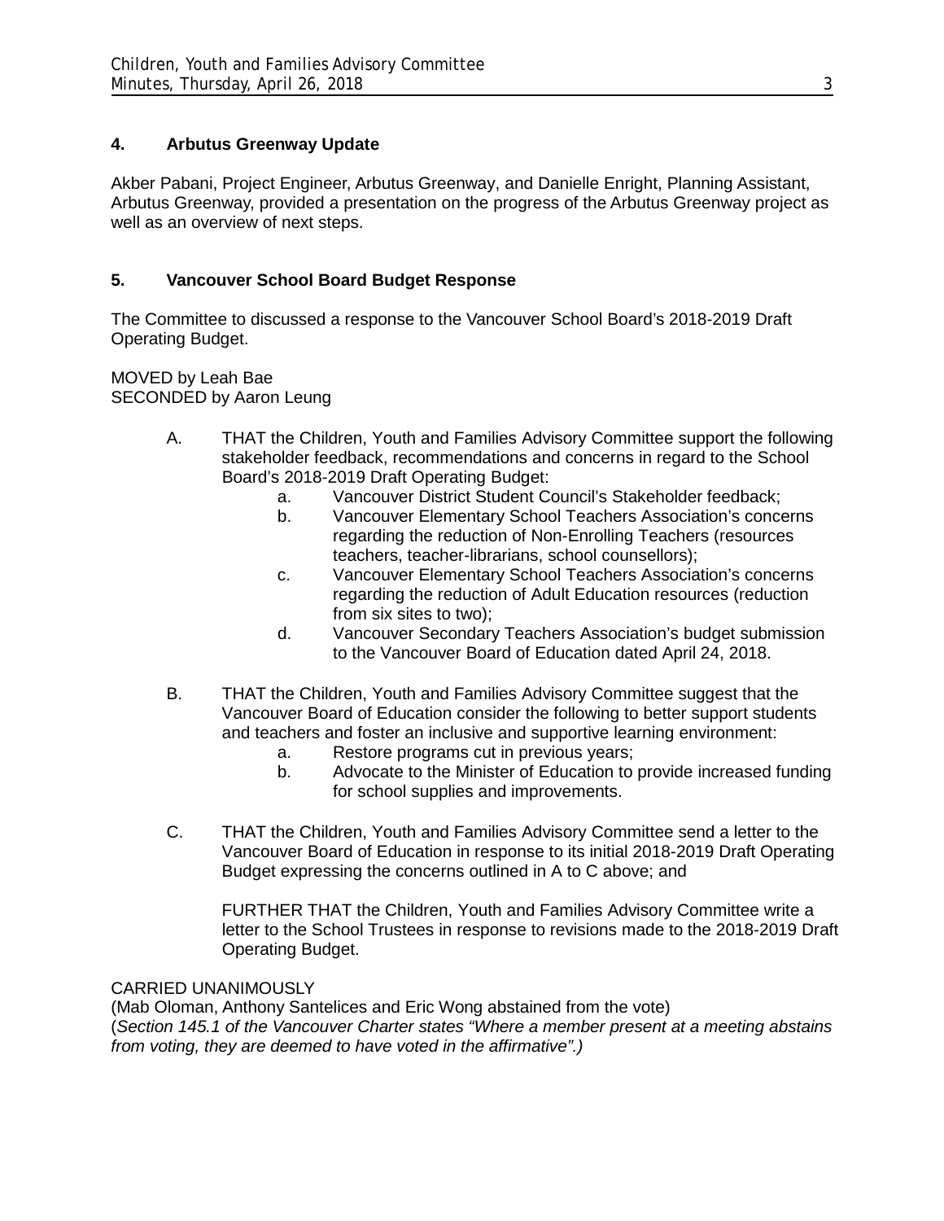## 4. Arbutus Greenway Update

Akber Pabani, Project Engineer, Arbutus Greenway, and Danielle Enright, Planning Assistant, Arbutus Greenway, provided a presentation on the progress of the Arbutus Greenway project as well as an overview of next steps.

## 5. Vancouver School Board Budget Response

The Committee to discussed a response to the Vancouver School Board's 2018-2019 Draft Operating Budget.

MOVED by Leah Bae
SECONDED by Aaron Leung

A. THAT the Children, Youth and Families Advisory Committee support the following stakeholder feedback, recommendations and concerns in regard to the School Board's 2018-2019 Draft Operating Budget:

   a. Vancouver District Student Council's Stakeholder feedback;
   b. Vancouver Elementary School Teachers Association's concerns regarding the reduction of Non-Enrolling Teachers (resources teachers, teacher-librarians, school counsellors);
   c. Vancouver Elementary School Teachers Association's concerns regarding the reduction of Adult Education resources (reduction from six sites to two);
   d. Vancouver Secondary Teachers Association's budget submission to the Vancouver Board of Education dated April 24, 2018.

B. THAT the Children, Youth and Families Advisory Committee suggest that the Vancouver Board of Education consider the following to better support students and teachers and foster an inclusive and supportive learning environment:

   a. Restore programs cut in previous years;
   b. Advocate to the Minister of Education to provide increased funding for school supplies and improvements.

C. THAT the Children, Youth and Families Advisory Committee send a letter to the Vancouver Board of Education in response to its initial 2018-2019 Draft Operating Budget expressing the concerns outlined in A to C above; and

   FURTHER THAT the Children, Youth and Families Advisory Committee write a letter to the School Trustees in response to revisions made to the 2018-2019 Draft Operating Budget.

CARRIED UNANIMOUSLY
(Mab Oloman, Anthony Santelices and Eric Wong abstained from the vote)
(*Section 145.1 of the Vancouver Charter states "Where a member present at a meeting abstains from voting, they are deemed to have voted in the affirmative".)*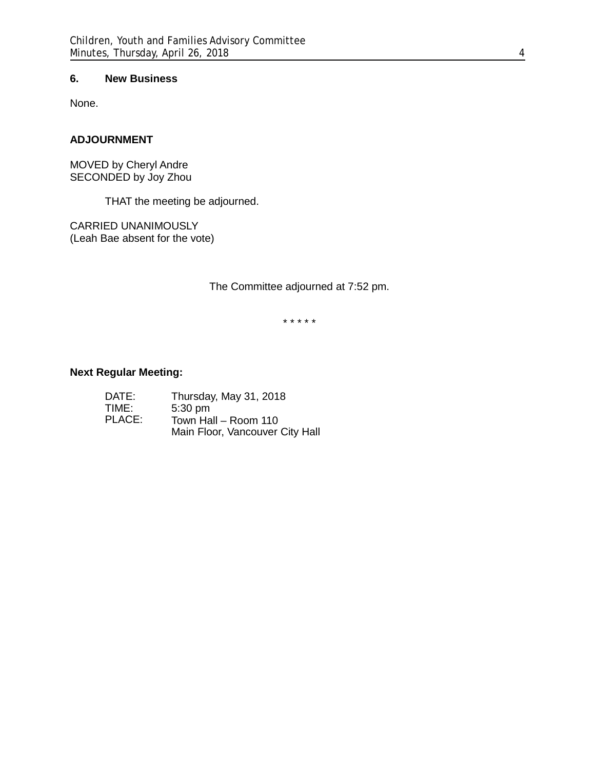## 6. New Business

None.

## ADJOURNMENT

MOVED by Cheryl Andre
SECONDED by Joy Zhou

THAT the meeting be adjourned.

CARRIED UNANIMOUSLY
(Leah Bae absent for the vote)

The Committee adjourned at 7:52 pm.

\* \* \* \* \*

**Next Regular Meeting:**

| | |
|---|---|
| DATE: | Thursday, May 31, 2018 |
| TIME: | 5:30 pm |
| PLACE: | Town Hall – Room 110<br>Main Floor, Vancouver City Hall |